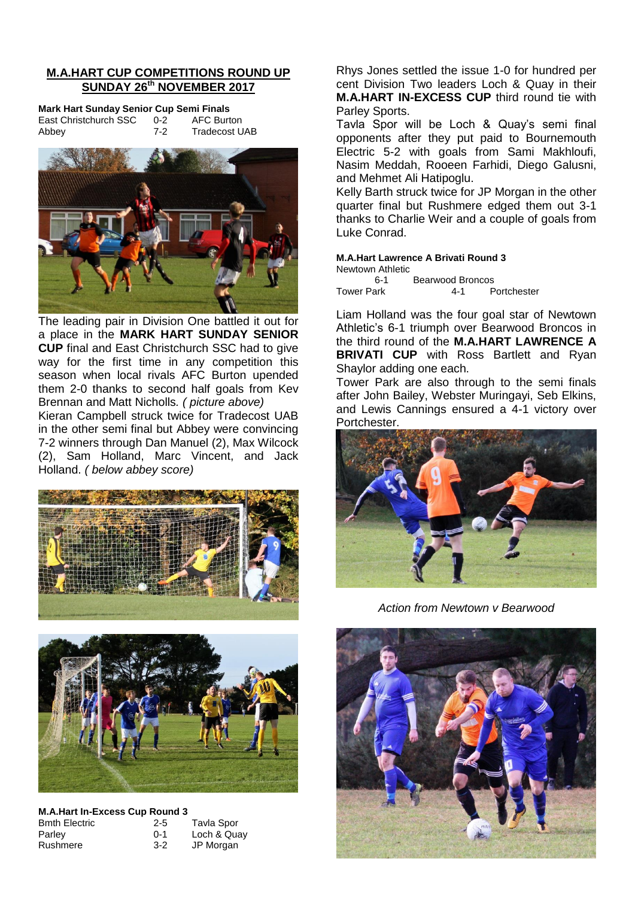## M.A.HART CUP COMPETITIONS ROUND UP SUNDAY 26th NOVEMBER 2017

**Mark Hart Sunday Senior Cup Semi Finals**

| | | |
|---|---|---|
| East Christchurch SSC | 0-2 | AFC Burton |
| Abbey | 7-2 | Tradecost UAB |

The leading pair in Division One battled it out for a place in the **MARK HART SUNDAY SENIOR CUP** final and East Christchurch SSC had to give way for the first time in any competition this season when local rivals AFC Burton upended them 2-0 thanks to second half goals from Kev Brennan and Matt Nicholls. *( picture above)*

Kieran Campbell struck twice for Tradecost UAB in the other semi final but Abbey were convincing 7-2 winners through Dan Manuel (2), Max Wilcock (2), Sam Holland, Marc Vincent, and Jack Holland. *( below abbey score)*

**M.A.Hart In-Excess Cup Round 3**

| | | |
|---|---|---|
| Bmth Electric | 2-5 | Tavla Spor |
| Parley | 0-1 | Loch & Quay |
| Rushmere | 3-2 | JP Morgan |

Rhys Jones settled the issue 1-0 for hundred per cent Division Two leaders Loch & Quay in their **M.A.HART IN-EXCESS CUP** third round tie with Parley Sports.

Tavla Spor will be Loch & Quay's semi final opponents after they put paid to Bournemouth Electric 5-2 with goals from Sami Makhloufi, Nasim Meddah, Rooeen Farhidi, Diego Galusni, and Mehmet Ali Hatipoglu.

Kelly Barth struck twice for JP Morgan in the other quarter final but Rushmere edged them out 3-1 thanks to Charlie Weir and a couple of goals from Luke Conrad.

**M.A.Hart Lawrence A Brivati Round 3**

| | | |
|---|---|---|
| Newtown Athletic | 6-1 | Bearwood Broncos |
| Tower Park | 4-1 | Portchester |

Liam Holland was the four goal star of Newtown Athletic's 6-1 triumph over Bearwood Broncos in the third round of the **M.A.HART LAWRENCE A BRIVATI CUP** with Ross Bartlett and Ryan Shaylor adding one each.

Tower Park are also through to the semi finals after John Bailey, Webster Muringayi, Seb Elkins, and Lewis Cannings ensured a 4-1 victory over Portchester.

*Action from Newtown v Bearwood*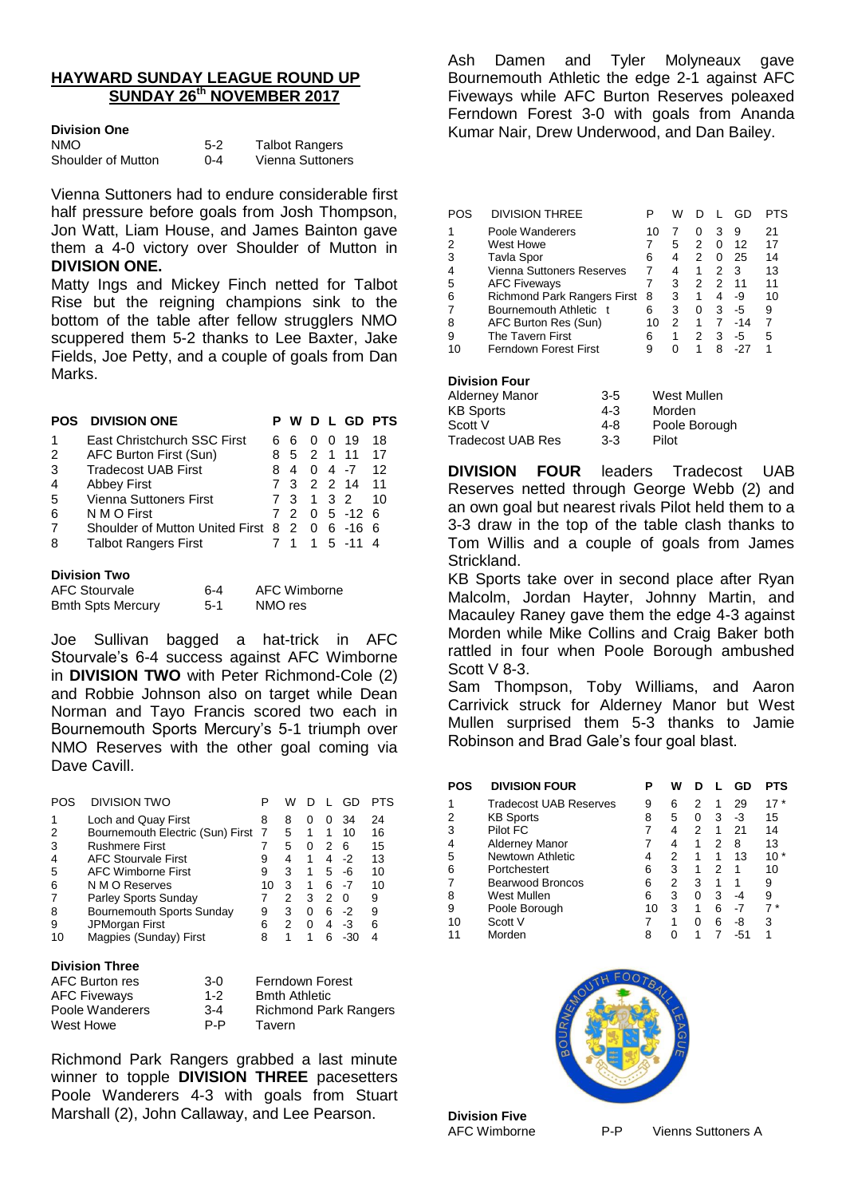## HAYWARD SUNDAY LEAGUE ROUND UP SUNDAY 26th NOVEMBER 2017

**Division One**

| | | |
|---|---|---|
| NMO | 5-2 | Talbot Rangers |
| Shoulder of Mutton | 0-4 | Vienna Suttoners |

Vienna Suttoners had to endure considerable first half pressure before goals from Josh Thompson, Jon Watt, Liam House, and James Bainton gave them a 4-0 victory over Shoulder of Mutton in **DIVISION ONE.**

Matty Ings and Mickey Finch netted for Talbot Rise but the reigning champions sink to the bottom of the table after fellow strugglers NMO scuppered them 5-2 thanks to Lee Baxter, Jake Fields, Joe Petty, and a couple of goals from Dan Marks.

| POS | DIVISION ONE | P | W | D | L | GD | PTS |
|---|---|---|---|---|---|---|---|
| 1 | East Christchurch SSC First | 6 | 6 | 0 | 0 | 19 | 18 |
| 2 | AFC Burton First (Sun) | 8 | 5 | 2 | 1 | 11 | 17 |
| 3 | Tradecost UAB First | 8 | 4 | 0 | 4 | -7 | 12 |
| 4 | Abbey First | 7 | 3 | 2 | 2 | 14 | 11 |
| 5 | Vienna Suttoners First | 7 | 3 | 1 | 3 | 2 | 10 |
| 6 | N M O First | 7 | 2 | 0 | 5 | -12 | 6 |
| 7 | Shoulder of Mutton United First | 8 | 2 | 0 | 6 | -16 | 6 |
| 8 | Talbot Rangers First | 7 | 1 | 1 | 5 | -11 | 4 |

**Division Two**

| | | |
|---|---|---|
| AFC Stourvale | 6-4 | AFC Wimborne |
| Bmth Spts Mercury | 5-1 | NMO res |

Joe Sullivan bagged a hat-trick in AFC Stourvale's 6-4 success against AFC Wimborne in **DIVISION TWO** with Peter Richmond-Cole (2) and Robbie Johnson also on target while Dean Norman and Tayo Francis scored two each in Bournemouth Sports Mercury's 5-1 triumph over NMO Reserves with the other goal coming via Dave Cavill.

| POS | DIVISION TWO | P | W | D | L | GD | PTS |
|---|---|---|---|---|---|---|---|
| 1 | Loch and Quay First | 8 | 8 | 0 | 0 | 34 | 24 |
| 2 | Bournemouth Electric (Sun) First | 7 | 5 | 1 | 1 | 10 | 16 |
| 3 | Rushmere First | 7 | 5 | 0 | 2 | 6 | 15 |
| 4 | AFC Stourvale First | 9 | 4 | 1 | 4 | -2 | 13 |
| 5 | AFC Wimborne First | 9 | 3 | 1 | 5 | -6 | 10 |
| 6 | N M O Reserves | 10 | 3 | 1 | 6 | -7 | 10 |
| 7 | Parley Sports Sunday | 7 | 2 | 3 | 2 | 0 | 9 |
| 8 | Bournemouth Sports Sunday | 9 | 3 | 0 | 6 | -2 | 9 |
| 9 | JPMorgan First | 6 | 2 | 0 | 4 | -3 | 6 |
| 10 | Magpies (Sunday) First | 8 | 1 | 1 | 6 | -30 | 4 |

**Division Three**

| | | |
|---|---|---|
| AFC Burton res | 3-0 | Ferndown Forest |
| AFC Fiveways | 1-2 | Bmth Athletic |
| Poole Wanderers | 3-4 | Richmond Park Rangers |
| West Howe | P-P | Tavern |

Richmond Park Rangers grabbed a last minute winner to topple **DIVISION THREE** pacesetters Poole Wanderers 4-3 with goals from Stuart Marshall (2), John Callaway, and Lee Pearson.

Ash Damen and Tyler Molyneaux gave Bournemouth Athletic the edge 2-1 against AFC Fiveways while AFC Burton Reserves poleaxed Ferndown Forest 3-0 with goals from Ananda Kumar Nair, Drew Underwood, and Dan Bailey.

| POS | DIVISION THREE | P | W | D | L | GD | PTS |
|---|---|---|---|---|---|---|---|
| 1 | Poole Wanderers | 10 | 7 | 0 | 3 | 9 | 21 |
| 2 | West Howe | 7 | 5 | 2 | 0 | 12 | 17 |
| 3 | Tavla Spor | 6 | 4 | 2 | 0 | 25 | 14 |
| 4 | Vienna Suttoners Reserves | 7 | 4 | 1 | 2 | 3 | 13 |
| 5 | AFC Fiveways | 7 | 3 | 2 | 2 | 11 | 11 |
| 6 | Richmond Park Rangers First | 8 | 3 | 1 | 4 | -9 | 10 |
| 7 | Bournemouth Athletic t | 6 | 3 | 0 | 3 | -5 | 9 |
| 8 | AFC Burton Res (Sun) | 10 | 2 | 1 | 7 | -14 | 7 |
| 9 | The Tavern First | 6 | 1 | 2 | 3 | -5 | 5 |
| 10 | Ferndown Forest First | 9 | 0 | 1 | 8 | -27 | 1 |

**Division Four**

| | | |
|---|---|---|
| Alderney Manor | 3-5 | West Mullen |
| KB Sports | 4-3 | Morden |
| Scott V | 4-8 | Poole Borough |
| Tradecost UAB Res | 3-3 | Pilot |

**DIVISION FOUR** leaders Tradecost UAB Reserves netted through George Webb (2) and an own goal but nearest rivals Pilot held them to a 3-3 draw in the top of the table clash thanks to Tom Willis and a couple of goals from James Strickland.

KB Sports take over in second place after Ryan Malcolm, Jordan Hayter, Johnny Martin, and Macauley Raney gave them the edge 4-3 against Morden while Mike Collins and Craig Baker both rattled in four when Poole Borough ambushed Scott V 8-3.

Sam Thompson, Toby Williams, and Aaron Carrivick struck for Alderney Manor but West Mullen surprised them 5-3 thanks to Jamie Robinson and Brad Gale's four goal blast.

| POS | DIVISION FOUR | P | W | D | L | GD | PTS |
|---|---|---|---|---|---|---|---|
| 1 | Tradecost UAB Reserves | 9 | 6 | 2 | 1 | 29 | 17 * |
| 2 | KB Sports | 8 | 5 | 0 | 3 | -3 | 15 |
| 3 | Pilot FC | 7 | 4 | 2 | 1 | 21 | 14 |
| 4 | Alderney Manor | 7 | 4 | 1 | 2 | 8 | 13 |
| 5 | Newtown Athletic | 4 | 2 | 1 | 1 | 13 | 10 * |
| 6 | Portchestert | 6 | 3 | 1 | 2 | 1 | 10 |
| 7 | Bearwood Broncos | 6 | 2 | 3 | 1 | 1 | 9 |
| 8 | West Mullen | 6 | 3 | 0 | 3 | -4 | 9 |
| 9 | Poole Borough | 10 | 3 | 1 | 6 | -7 | 7 * |
| 10 | Scott V | 7 | 1 | 0 | 6 | -8 | 3 |
| 11 | Morden | 8 | 0 | 1 | 7 | -51 | 1 |

**Division Five**

| | | |
|---|---|---|
| AFC Wimborne | P-P | Vienns Suttoners A |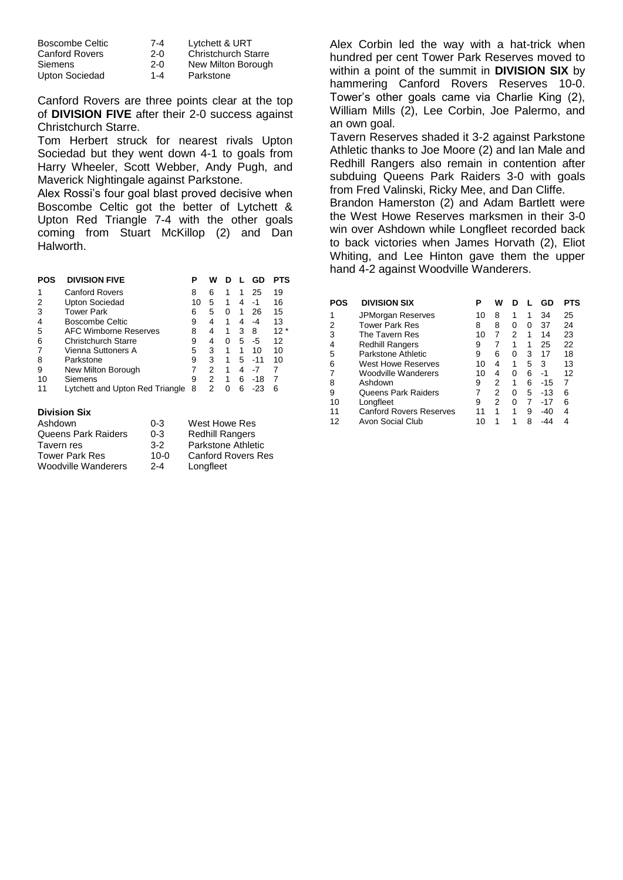| | | |
|---|---|---|
| Boscombe Celtic | 7-4 | Lytchett & URT |
| Canford Rovers | 2-0 | Christchurch Starre |
| Siemens | 2-0 | New Milton Borough |
| Upton Sociedad | 1-4 | Parkstone |

Canford Rovers are three points clear at the top of **DIVISION FIVE** after their 2-0 success against Christchurch Starre.

Tom Herbert struck for nearest rivals Upton Sociedad but they went down 4-1 to goals from Harry Wheeler, Scott Webber, Andy Pugh, and Maverick Nightingale against Parkstone.

Alex Rossi's four goal blast proved decisive when Boscombe Celtic got the better of Lytchett & Upton Red Triangle 7-4 with the other goals coming from Stuart McKillop (2) and Dan Halworth.

| POS | DIVISION FIVE | P | W | D | L | GD | PTS |
|---|---|---|---|---|---|---|---|
| 1 | Canford Rovers | 8 | 6 | 1 | 1 | 25 | 19 |
| 2 | Upton Sociedad | 10 | 5 | 1 | 4 | -1 | 16 |
| 3 | Tower Park | 6 | 5 | 0 | 1 | 26 | 15 |
| 4 | Boscombe Celtic | 9 | 4 | 1 | 4 | -4 | 13 |
| 5 | AFC Wimborne Reserves | 8 | 4 | 1 | 3 | 8 | 12 * |
| 6 | Christchurch Starre | 9 | 4 | 0 | 5 | -5 | 12 |
| 7 | Vienna Suttoners A | 5 | 3 | 1 | 1 | 10 | 10 |
| 8 | Parkstone | 9 | 3 | 1 | 5 | -11 | 10 |
| 9 | New Milton Borough | 7 | 2 | 1 | 4 | -7 | 7 |
| 10 | Siemens | 9 | 2 | 1 | 6 | -18 | 7 |
| 11 | Lytchett and Upton Red Triangle | 8 | 2 | 0 | 6 | -23 | 6 |

**Division Six**

| | | |
|---|---|---|
| Ashdown | 0-3 | West Howe Res |
| Queens Park Raiders | 0-3 | Redhill Rangers |
| Tavern res | 3-2 | Parkstone Athletic |
| Tower Park Res | 10-0 | Canford Rovers Res |
| Woodville Wanderers | 2-4 | Longfleet |

Alex Corbin led the way with a hat-trick when hundred per cent Tower Park Reserves moved to within a point of the summit in **DIVISION SIX** by hammering Canford Rovers Reserves 10-0. Tower's other goals came via Charlie King (2), William Mills (2), Lee Corbin, Joe Palermo, and an own goal.

Tavern Reserves shaded it 3-2 against Parkstone Athletic thanks to Joe Moore (2) and Ian Male and Redhill Rangers also remain in contention after subduing Queens Park Raiders 3-0 with goals from Fred Valinski, Ricky Mee, and Dan Cliffe.

Brandon Hamerston (2) and Adam Bartlett were the West Howe Reserves marksmen in their 3-0 win over Ashdown while Longfleet recorded back to back victories when James Horvath (2), Eliot Whiting, and Lee Hinton gave them the upper hand 4-2 against Woodville Wanderers.

| POS | DIVISION SIX | P | W | D | L | GD | PTS |
|---|---|---|---|---|---|---|---|
| 1 | JPMorgan Reserves | 10 | 8 | 1 | 1 | 34 | 25 |
| 2 | Tower Park Res | 8 | 8 | 0 | 0 | 37 | 24 |
| 3 | The Tavern Res | 10 | 7 | 2 | 1 | 14 | 23 |
| 4 | Redhill Rangers | 9 | 7 | 1 | 1 | 25 | 22 |
| 5 | Parkstone Athletic | 9 | 6 | 0 | 3 | 17 | 18 |
| 6 | West Howe Reserves | 10 | 4 | 1 | 5 | 3 | 13 |
| 7 | Woodville Wanderers | 10 | 4 | 0 | 6 | -1 | 12 |
| 8 | Ashdown | 9 | 2 | 1 | 6 | -15 | 7 |
| 9 | Queens Park Raiders | 7 | 2 | 0 | 5 | -13 | 6 |
| 10 | Longfleet | 9 | 2 | 0 | 7 | -17 | 6 |
| 11 | Canford Rovers Reserves | 11 | 1 | 1 | 9 | -40 | 4 |
| 12 | Avon Social Club | 10 | 1 | 1 | 8 | -44 | 4 |